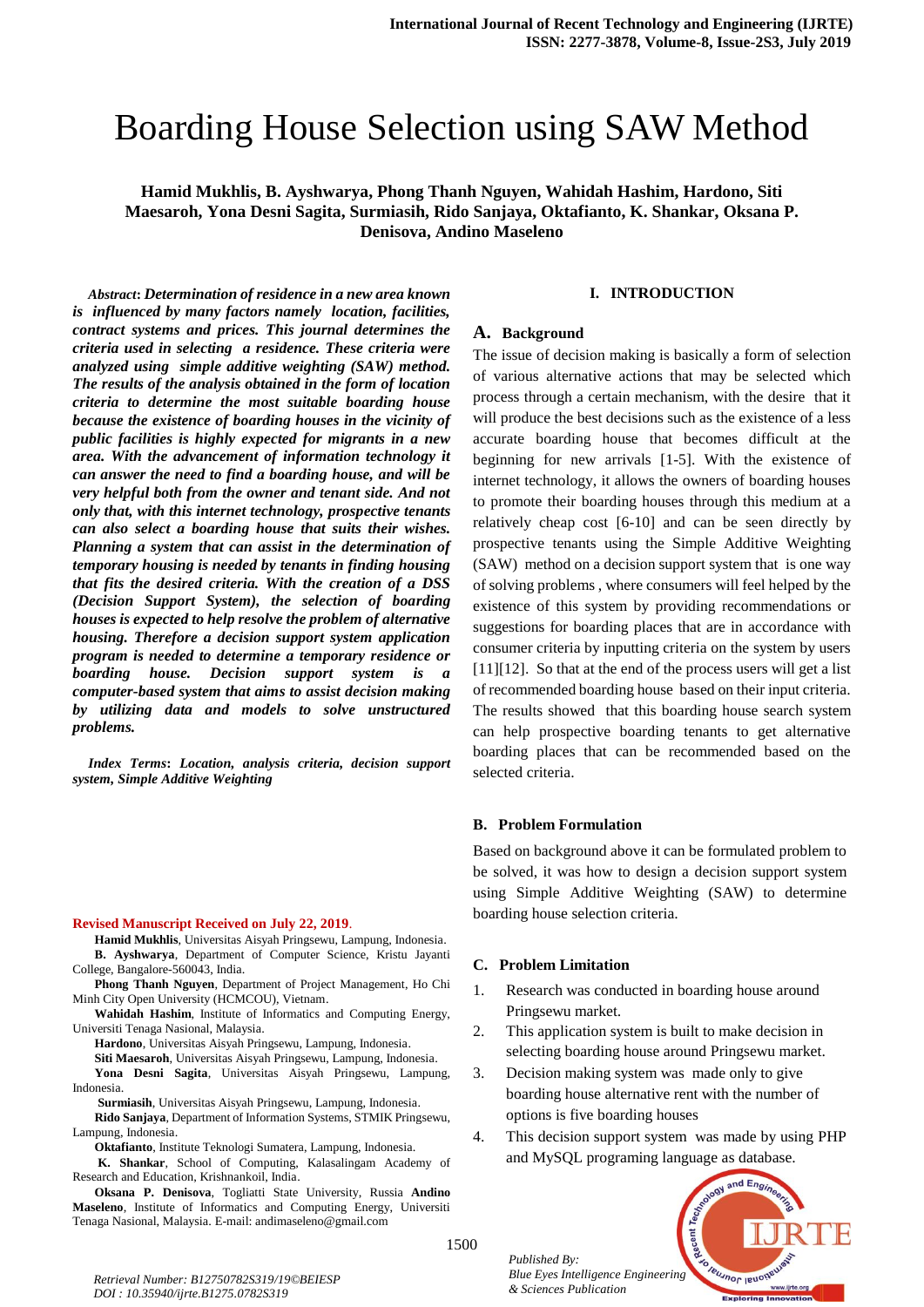# Boarding House Selection using SAW Method

**Hamid Mukhlis, B. Ayshwarya, Phong Thanh Nguyen, Wahidah Hashim, Hardono, Siti Maesaroh, Yona Desni Sagita, Surmiasih, Rido Sanjaya, Oktafianto, K. Shankar, Oksana P. Denisova, Andino Maseleno**

***Abstract*: *Determination of residence in a new area known is influenced by many factors namely location, facilities, contract systems and prices. This journal determines the criteria used in selecting a residence. These criteria were analyzed using simple additive weighting (SAW) method. The results of the analysis obtained in the form of location criteria to determine the most suitable boarding house because the existence of boarding houses in the vicinity of public facilities is highly expected for migrants in a new area. With the advancement of information technology it can answer the need to find a boarding house, and will be very helpful both from the owner and tenant side. And not only that, with this internet technology, prospective tenants can also select a boarding house that suits their wishes. Planning a system that can assist in the determination of temporary housing is needed by tenants in finding housing that fits the desired criteria. With the creation of a DSS (Decision Support System), the selection of boarding houses is expected to help resolve the problem of alternative housing. Therefore a decision support system application program is needed to determine a temporary residence or boarding house. Decision support system is a computer-based system that aims to assist decision making by utilizing data and models to solve unstructured problems.***

***Index Terms*: *Location, analysis criteria, decision support system, Simple Additive Weighting***

**Revised Manuscript Received on July 22, 2019.**

**Hamid Mukhlis**, Universitas Aisyah Pringsewu, Lampung, Indonesia.

**B. Ayshwarya**, Department of Computer Science, Kristu Jayanti College, Bangalore-560043, India.

**Phong Thanh Nguyen**, Department of Project Management, Ho Chi Minh City Open University (HCMCOU), Vietnam.

**Wahidah Hashim**, Institute of Informatics and Computing Energy, Universiti Tenaga Nasional, Malaysia.

**Hardono**, Universitas Aisyah Pringsewu, Lampung, Indonesia.

**Siti Maesaroh**, Universitas Aisyah Pringsewu, Lampung, Indonesia.

**Yona Desni Sagita**, Universitas Aisyah Pringsewu, Lampung, Indonesia.

**Surmiasih**, Universitas Aisyah Pringsewu, Lampung, Indonesia.

**Rido Sanjaya**, Department of Information Systems, STMIK Pringsewu, Lampung, Indonesia.

**Oktafianto**, Institute Teknologi Sumatera, Lampung, Indonesia.

**K. Shankar**, School of Computing, Kalasalingam Academy of Research and Education, Krishnankoil, India.

**Oksana P. Denisova**, Togliatti State University, Russia **Andino Maseleno**, Institute of Informatics and Computing Energy, Universiti Tenaga Nasional, Malaysia. E-mail: andimaseleno@gmail.com

## I. INTRODUCTION

### A. Background

The issue of decision making is basically a form of selection of various alternative actions that may be selected which process through a certain mechanism, with the desire that it will produce the best decisions such as the existence of a less accurate boarding house that becomes difficult at the beginning for new arrivals [1-5]. With the existence of internet technology, it allows the owners of boarding houses to promote their boarding houses through this medium at a relatively cheap cost [6-10] and can be seen directly by prospective tenants using the Simple Additive Weighting (SAW) method on a decision support system that is one way of solving problems , where consumers will feel helped by the existence of this system by providing recommendations or suggestions for boarding places that are in accordance with consumer criteria by inputting criteria on the system by users [11][12]. So that at the end of the process users will get a list of recommended boarding house based on their input criteria. The results showed that this boarding house search system can help prospective boarding tenants to get alternative boarding places that can be recommended based on the selected criteria.

### B. Problem Formulation

Based on background above it can be formulated problem to be solved, it was how to design a decision support system using Simple Additive Weighting (SAW) to determine boarding house selection criteria.

### C. Problem Limitation

1. Research was conducted in boarding house around Pringsewu market.
2. This application system is built to make decision in selecting boarding house around Pringsewu market.
3. Decision making system was made only to give boarding house alternative rent with the number of options is five boarding houses
4. This decision support system was made by using PHP and MySQL programing language as database.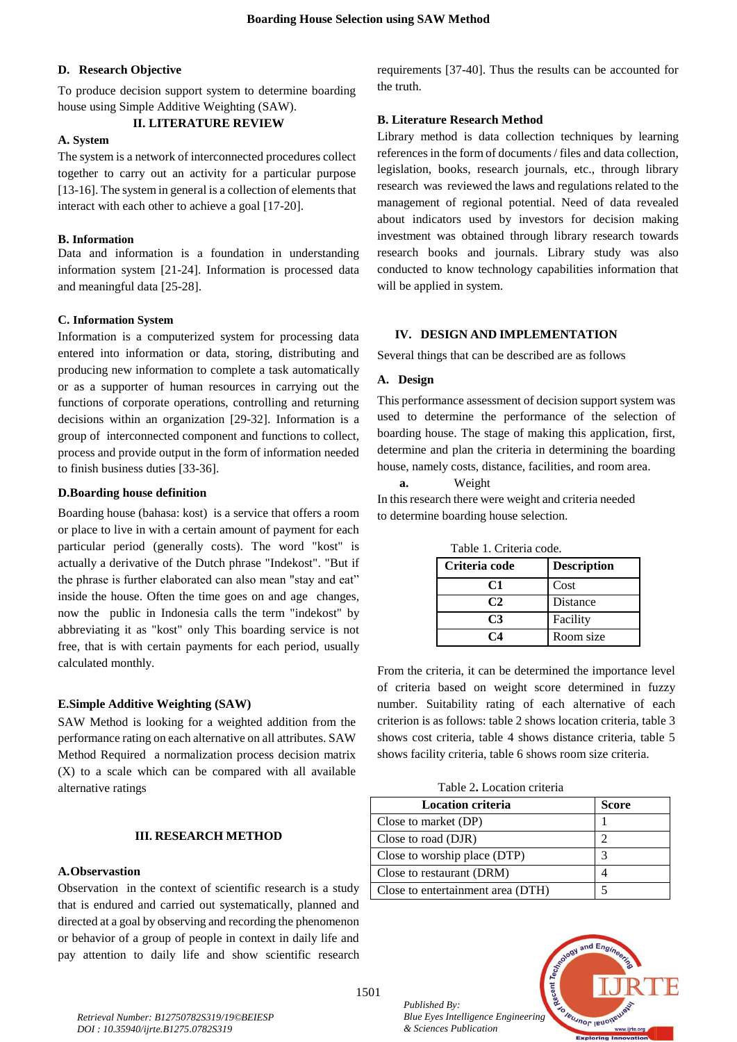### D. Research Objective

To produce decision support system to determine boarding house using Simple Additive Weighting (SAW).

## II. LITERATURE REVIEW

### A. System

The system is a network of interconnected procedures collect together to carry out an activity for a particular purpose [13-16]. The system in general is a collection of elements that interact with each other to achieve a goal [17-20].

### B. Information

Data and information is a foundation in understanding information system [21-24]. Information is processed data and meaningful data [25-28].

### C. Information System

Information is a computerized system for processing data entered into information or data, storing, distributing and producing new information to complete a task automatically or as a supporter of human resources in carrying out the functions of corporate operations, controlling and returning decisions within an organization [29-32]. Information is a group of interconnected component and functions to collect, process and provide output in the form of information needed to finish business duties [33-36].

### D.Boarding house definition

Boarding house (bahasa: kost) is a service that offers a room or place to live in with a certain amount of payment for each particular period (generally costs). The word "kost" is actually a derivative of the Dutch phrase "Indekost". "But if the phrase is further elaborated can also mean "stay and eat" inside the house. Often the time goes on and age changes, now the public in Indonesia calls the term "indekost" by abbreviating it as "kost" only This boarding service is not free, that is with certain payments for each period, usually calculated monthly.

### E.Simple Additive Weighting (SAW)

SAW Method is looking for a weighted addition from the performance rating on each alternative on all attributes. SAW Method Required a normalization process decision matrix (X) to a scale which can be compared with all available alternative ratings

## III. RESEARCH METHOD

### A.Observastion

Observation in the context of scientific research is a study that is endured and carried out systematically, planned and directed at a goal by observing and recording the phenomenon or behavior of a group of people in context in daily life and pay attention to daily life and show scientific research requirements [37-40]. Thus the results can be accounted for the truth.

### B. Literature Research Method

Library method is data collection techniques by learning references in the form of documents / files and data collection, legislation, books, research journals, etc., through library research was reviewed the laws and regulations related to the management of regional potential. Need of data revealed about indicators used by investors for decision making investment was obtained through library research towards research books and journals. Library study was also conducted to know technology capabilities information that will be applied in system.

## IV. DESIGN AND IMPLEMENTATION

Several things that can be described are as follows

### A. Design

This performance assessment of decision support system was used to determine the performance of the selection of boarding house. The stage of making this application, first, determine and plan the criteria in determining the boarding house, namely costs, distance, facilities, and room area.

**a.** Weight

In this research there were weight and criteria needed to determine boarding house selection.

Table 1. Criteria code.

| Criteria code | Description |
|---|---|
| C1 | Cost |
| C2 | Distance |
| C3 | Facility |
| C4 | Room size |

From the criteria, it can be determined the importance level of criteria based on weight score determined in fuzzy number. Suitability rating of each alternative of each criterion is as follows: table 2 shows location criteria, table 3 shows cost criteria, table 4 shows distance criteria, table 5 shows facility criteria, table 6 shows room size criteria.

Table 2. Location criteria

| Location criteria | Score |
|---|---|
| Close to market (DP) | 1 |
| Close to road (DJR) | 2 |
| Close to worship place (DTP) | 3 |
| Close to restaurant (DRM) | 4 |
| Close to entertainment area (DTH) | 5 |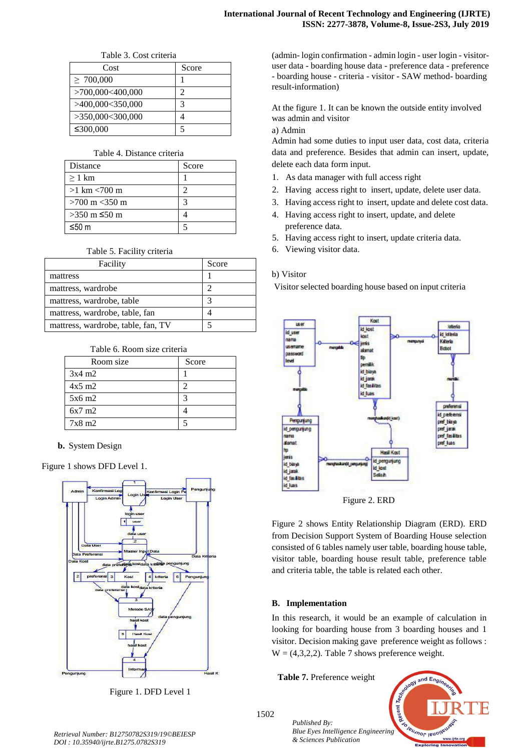Table 3. Cost criteria

| Cost | Score |
|---|---|
| ≥ 700,000 | 1 |
| >700,000<400,000 | 2 |
| >400,000<350,000 | 3 |
| >350,000<300,000 | 4 |
| ≤300,000 | 5 |

Table 4. Distance criteria

| Distance | Score |
|---|---|
| ≥ 1 km | 1 |
| >1 km <700 m | 2 |
| >700 m <350 m | 3 |
| >350 m ≤50 m | 4 |
| ≤50 m | 5 |

Table 5. Facility criteria

| Facility | Score |
|---|---|
| mattress | 1 |
| mattress, wardrobe | 2 |
| mattress, wardrobe, table | 3 |
| mattress, wardrobe, table, fan | 4 |
| mattress, wardrobe, table, fan, TV | 5 |

Table 6. Room size criteria

| Room size | Score |
|---|---|
| 3x4 m2 | 1 |
| 4x5 m2 | 2 |
| 5x6 m2 | 3 |
| 6x7 m2 | 4 |
| 7x8 m2 | 5 |

**b.** System Design

Figure 1 shows DFD Level 1.

Figure 1. DFD Level 1

(admin- login confirmation - admin login - user login - visitor-user data - boarding house data - preference data - preference - boarding house - criteria - visitor - SAW method- boarding result-information)

At the figure 1. It can be known the outside entity involved was admin and visitor

a) Admin

Admin had some duties to input user data, cost data, criteria data and preference. Besides that admin can insert, update, delete each data form input.

1. As data manager with full access right
2. Having access right to insert, update, delete user data.
3. Having access right to insert, update and delete cost data.
4. Having access right to insert, update, and delete preference data.
5. Having access right to insert, update criteria data.
6. Viewing visitor data.

b) Visitor

Visitor selected boarding house based on input criteria

Figure 2. ERD

Figure 2 shows Entity Relationship Diagram (ERD). ERD from Decision Support System of Boarding House selection consisted of 6 tables namely user table, boarding house table, visitor table, boarding house result table, preference table and criteria table, the table is related each other.

## B. Implementation

In this research, it would be an example of calculation in looking for boarding house from 3 boarding houses and 1 visitor. Decision making gave preference weight as follows : W = (4,3,2,2). Table 7 shows preference weight.

**Table 7.** Preference weight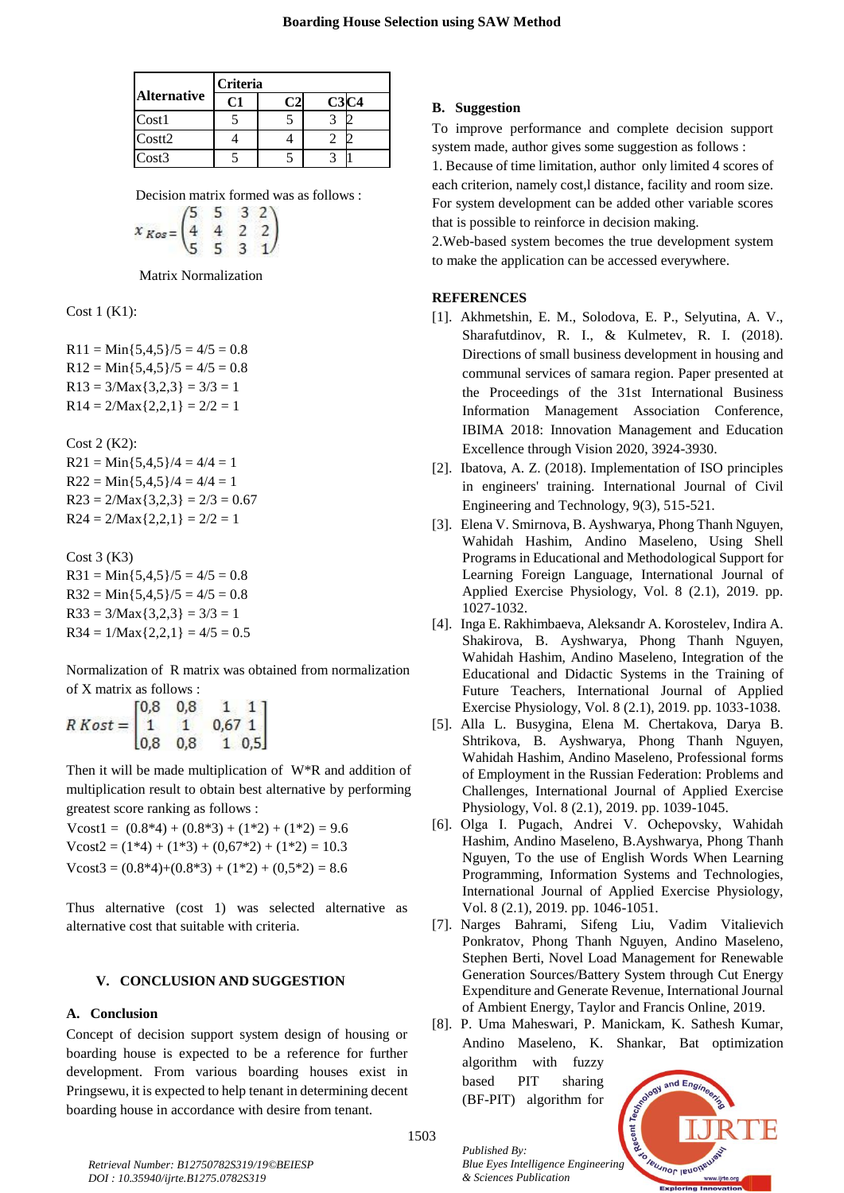| Alternative | Criteria | | | |
|---|---|---|---|---|
| | C1 | C2 | C3 | C4 |
| Cost1 | 5 | 5 | 3 | 2 |
| Costt2 | 4 | 4 | 2 | 2 |
| Cost3 | 5 | 5 | 3 | 1 |

Decision matrix formed was as follows :

$$x_{Kos} = \begin{pmatrix} 5 & 5 & 3 & 2 \\ 4 & 4 & 2 & 2 \\ 5 & 5 & 3 & 1 \end{pmatrix}$$

Matrix Normalization

Cost 1 (K1):

R11 = Min{5,4,5}/5 = 4/5 = 0.8
R12 = Min{5,4,5}/5 = 4/5 = 0.8
R13 = 3/Max{3,2,3} = 3/3 = 1
R14 = 2/Max{2,2,1} = 2/2 = 1

Cost 2 (K2):
R21 = Min{5,4,5}/4 = 4/4 = 1
R22 = Min{5,4,5}/4 = 4/4 = 1
R23 = 2/Max{3,2,3} = 2/3 = 0.67
R24 = 2/Max{2,2,1} = 2/2 = 1

Cost 3 (K3)
R31 = Min{5,4,5}/5 = 4/5 = 0.8
R32 = Min{5,4,5}/5 = 4/5 = 0.8
R33 = 3/Max{3,2,3} = 3/3 = 1
R34 = 1/Max{2,2,1} = 4/5 = 0.5

Normalization of R matrix was obtained from normalization of X matrix as follows :

$$R\ Kost = \begin{bmatrix} 0{,}8 & 0{,}8 & 1 & 1 \\ 1 & 1 & 0{,}67 & 1 \\ 0{,}8 & 0{,}8 & 1 & 0{,}5 \end{bmatrix}$$

Then it will be made multiplication of W*R and addition of multiplication result to obtain best alternative by performing greatest score ranking as follows :

Vcost1 = (0.8*4) + (0.8*3) + (1*2) + (1*2) = 9.6
Vcost2 = (1*4) + (1*3) + (0,67*2) + (1*2) = 10.3
Vcost3 = (0.8*4)+(0.8*3) + (1*2) + (0,5*2) = 8.6

Thus alternative (cost 1) was selected alternative as alternative cost that suitable with criteria.

## V. CONCLUSION AND SUGGESTION

### A. Conclusion

Concept of decision support system design of housing or boarding house is expected to be a reference for further development. From various boarding houses exist in Pringsewu, it is expected to help tenant in determining decent boarding house in accordance with desire from tenant.

### B. Suggestion

To improve performance and complete decision support system made, author gives some suggestion as follows :

1. Because of time limitation, author only limited 4 scores of each criterion, namely cost,l distance, facility and room size. For system development can be added other variable scores that is possible to reinforce in decision making.
2. Web-based system becomes the true development system to make the application can be accessed everywhere.

## REFERENCES

[1]. Akhmetshin, E. M., Solodova, E. P., Selyutina, A. V., Sharafutdinov, R. I., & Kulmetev, R. I. (2018). Directions of small business development in housing and communal services of samara region. Paper presented at the Proceedings of the 31st International Business Information Management Association Conference, IBIMA 2018: Innovation Management and Education Excellence through Vision 2020, 3924-3930.

[2]. Ibatova, A. Z. (2018). Implementation of ISO principles in engineers' training. International Journal of Civil Engineering and Technology, 9(3), 515-521.

[3]. Elena V. Smirnova, B. Ayshwarya, Phong Thanh Nguyen, Wahidah Hashim, Andino Maseleno, Using Shell Programs in Educational and Methodological Support for Learning Foreign Language, International Journal of Applied Exercise Physiology, Vol. 8 (2.1), 2019. pp. 1027-1032.

[4]. Inga E. Rakhimbaeva, Aleksandr A. Korostelev, Indira A. Shakirova, B. Ayshwarya, Phong Thanh Nguyen, Wahidah Hashim, Andino Maseleno, Integration of the Educational and Didactic Systems in the Training of Future Teachers, International Journal of Applied Exercise Physiology, Vol. 8 (2.1), 2019. pp. 1033-1038.

[5]. Alla L. Busygina, Elena M. Chertakova, Darya B. Shtrikova, B. Ayshwarya, Phong Thanh Nguyen, Wahidah Hashim, Andino Maseleno, Professional forms of Employment in the Russian Federation: Problems and Challenges, International Journal of Applied Exercise Physiology, Vol. 8 (2.1), 2019. pp. 1039-1045.

[6]. Olga I. Pugach, Andrei V. Ochepovsky, Wahidah Hashim, Andino Maseleno, B.Ayshwarya, Phong Thanh Nguyen, To the use of English Words When Learning Programming, Information Systems and Technologies, International Journal of Applied Exercise Physiology, Vol. 8 (2.1), 2019. pp. 1046-1051.

[7]. Narges Bahrami, Sifeng Liu, Vadim Vitalievich Ponkratov, Phong Thanh Nguyen, Andino Maseleno, Stephen Berti, Novel Load Management for Renewable Generation Sources/Battery System through Cut Energy Expenditure and Generate Revenue, International Journal of Ambient Energy, Taylor and Francis Online, 2019.

[8]. P. Uma Maheswari, P. Manickam, K. Sathesh Kumar, Andino Maseleno, K. Shankar, Bat optimization algorithm with fuzzy based PIT sharing (BF-PIT) algorithm for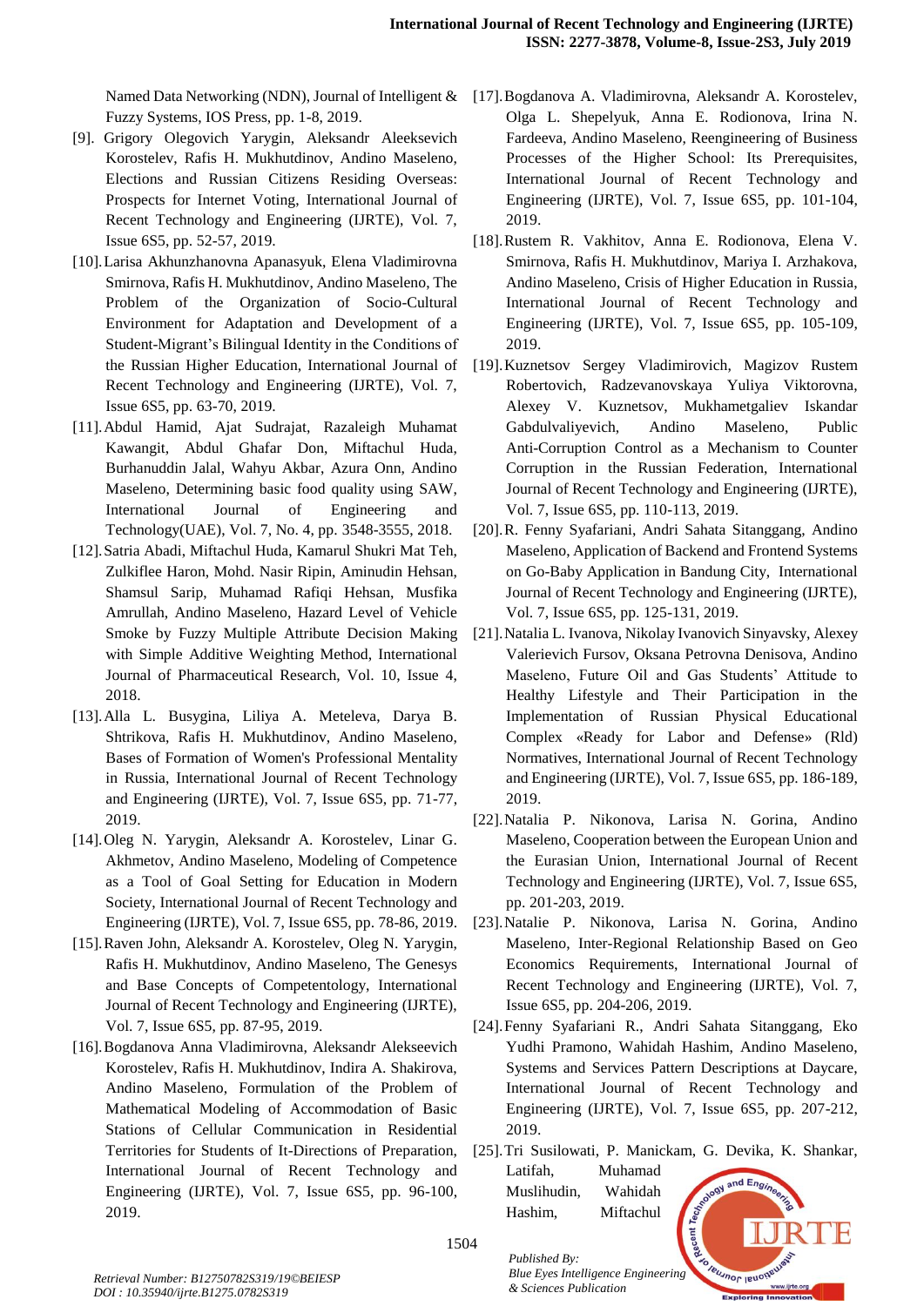Named Data Networking (NDN), Journal of Intelligent & Fuzzy Systems, IOS Press, pp. 1-8, 2019.

[9]. Grigory Olegovich Yarygin, Aleksandr Aleeksevich Korostelev, Rafis H. Mukhutdinov, Andino Maseleno, Elections and Russian Citizens Residing Overseas: Prospects for Internet Voting, International Journal of Recent Technology and Engineering (IJRTE), Vol. 7, Issue 6S5, pp. 52-57, 2019.

[10]. Larisa Akhunzhanovna Apanasyuk, Elena Vladimirovna Smirnova, Rafis H. Mukhutdinov, Andino Maseleno, The Problem of the Organization of Socio-Cultural Environment for Adaptation and Development of a Student-Migrant's Bilingual Identity in the Conditions of the Russian Higher Education, International Journal of Recent Technology and Engineering (IJRTE), Vol. 7, Issue 6S5, pp. 63-70, 2019.

[11]. Abdul Hamid, Ajat Sudrajat, Razaleigh Muhamat Kawangit, Abdul Ghafar Don, Miftachul Huda, Burhanuddin Jalal, Wahyu Akbar, Azura Onn, Andino Maseleno, Determining basic food quality using SAW, International Journal of Engineering and Technology(UAE), Vol. 7, No. 4, pp. 3548-3555, 2018.

[12]. Satria Abadi, Miftachul Huda, Kamarul Shukri Mat Teh, Zulkiflee Haron, Mohd. Nasir Ripin, Aminudin Hehsan, Shamsul Sarip, Muhamad Rafiqi Hehsan, Musfika Amrullah, Andino Maseleno, Hazard Level of Vehicle Smoke by Fuzzy Multiple Attribute Decision Making with Simple Additive Weighting Method, International Journal of Pharmaceutical Research, Vol. 10, Issue 4, 2018.

[13]. Alla L. Busygina, Liliya A. Meteleva, Darya B. Shtrikova, Rafis H. Mukhutdinov, Andino Maseleno, Bases of Formation of Women's Professional Mentality in Russia, International Journal of Recent Technology and Engineering (IJRTE), Vol. 7, Issue 6S5, pp. 71-77, 2019.

[14]. Oleg N. Yarygin, Aleksandr A. Korostelev, Linar G. Akhmetov, Andino Maseleno, Modeling of Competence as a Tool of Goal Setting for Education in Modern Society, International Journal of Recent Technology and Engineering (IJRTE), Vol. 7, Issue 6S5, pp. 78-86, 2019.

[15]. Raven John, Aleksandr A. Korostelev, Oleg N. Yarygin, Rafis H. Mukhutdinov, Andino Maseleno, The Genesys and Base Concepts of Competentology, International Journal of Recent Technology and Engineering (IJRTE), Vol. 7, Issue 6S5, pp. 87-95, 2019.

[16]. Bogdanova Anna Vladimirovna, Aleksandr Alekseevich Korostelev, Rafis H. Mukhutdinov, Indira A. Shakirova, Andino Maseleno, Formulation of the Problem of Mathematical Modeling of Accommodation of Basic Stations of Cellular Communication in Residential Territories for Students of It-Directions of Preparation, International Journal of Recent Technology and Engineering (IJRTE), Vol. 7, Issue 6S5, pp. 96-100, 2019.

[17]. Bogdanova A. Vladimirovna, Aleksandr A. Korostelev, Olga L. Shepelyuk, Anna E. Rodionova, Irina N. Fardeeva, Andino Maseleno, Reengineering of Business Processes of the Higher School: Its Prerequisites, International Journal of Recent Technology and Engineering (IJRTE), Vol. 7, Issue 6S5, pp. 101-104, 2019.

[18]. Rustem R. Vakhitov, Anna E. Rodionova, Elena V. Smirnova, Rafis H. Mukhutdinov, Mariya I. Arzhakova, Andino Maseleno, Crisis of Higher Education in Russia, International Journal of Recent Technology and Engineering (IJRTE), Vol. 7, Issue 6S5, pp. 105-109, 2019.

[19]. Kuznetsov Sergey Vladimirovich, Magizov Rustem Robertovich, Radzevanovskaya Yuliya Viktorovna, Alexey V. Kuznetsov, Mukhametgaliev Iskandar Gabdulvaliyevich, Andino Maseleno, Public Anti-Corruption Control as a Mechanism to Counter Corruption in the Russian Federation, International Journal of Recent Technology and Engineering (IJRTE), Vol. 7, Issue 6S5, pp. 110-113, 2019.

[20]. R. Fenny Syafariani, Andri Sahata Sitanggang, Andino Maseleno, Application of Backend and Frontend Systems on Go-Baby Application in Bandung City, International Journal of Recent Technology and Engineering (IJRTE), Vol. 7, Issue 6S5, pp. 125-131, 2019.

[21]. Natalia L. Ivanova, Nikolay Ivanovich Sinyavsky, Alexey Valerievich Fursov, Oksana Petrovna Denisova, Andino Maseleno, Future Oil and Gas Students' Attitude to Healthy Lifestyle and Their Participation in the Implementation of Russian Physical Educational Complex «Ready for Labor and Defense» (Rld) Normatives, International Journal of Recent Technology and Engineering (IJRTE), Vol. 7, Issue 6S5, pp. 186-189, 2019.

[22]. Natalia P. Nikonova, Larisa N. Gorina, Andino Maseleno, Cooperation between the European Union and the Eurasian Union, International Journal of Recent Technology and Engineering (IJRTE), Vol. 7, Issue 6S5, pp. 201-203, 2019.

[23]. Natalie P. Nikonova, Larisa N. Gorina, Andino Maseleno, Inter-Regional Relationship Based on Geo Economics Requirements, International Journal of Recent Technology and Engineering (IJRTE), Vol. 7, Issue 6S5, pp. 204-206, 2019.

[24]. Fenny Syafariani R., Andri Sahata Sitanggang, Eko Yudhi Pramono, Wahidah Hashim, Andino Maseleno, Systems and Services Pattern Descriptions at Daycare, International Journal of Recent Technology and Engineering (IJRTE), Vol. 7, Issue 6S5, pp. 207-212, 2019.

[25]. Tri Susilowati, P. Manickam, G. Devika, K. Shankar, Latifah, Muhamad Muslihudin, Wahidah Hashim, Miftachul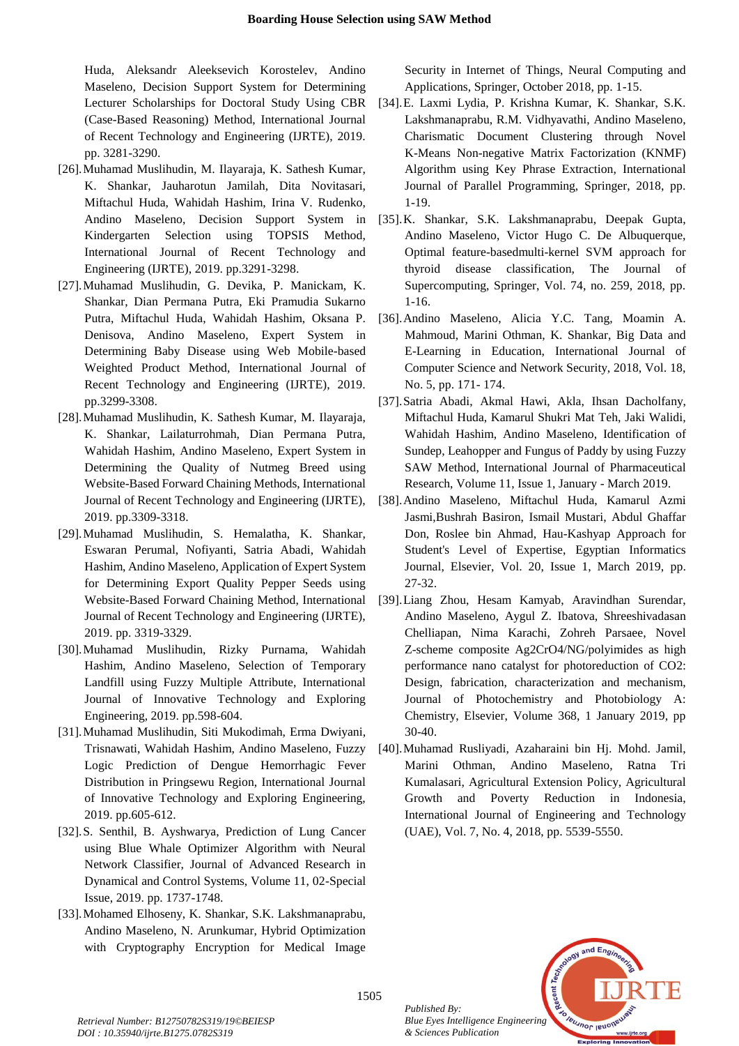Huda, Aleksandr Aleeksevich Korostelev, Andino Maseleno, Decision Support System for Determining Lecturer Scholarships for Doctoral Study Using CBR (Case-Based Reasoning) Method, International Journal of Recent Technology and Engineering (IJRTE), 2019. pp. 3281-3290.

[26]. Muhamad Muslihudin, M. Ilayaraja, K. Sathesh Kumar, K. Shankar, Jauharotun Jamilah, Dita Novitasari, Miftachul Huda, Wahidah Hashim, Irina V. Rudenko, Andino Maseleno, Decision Support System in Kindergarten Selection using TOPSIS Method, International Journal of Recent Technology and Engineering (IJRTE), 2019. pp.3291-3298.

[27]. Muhamad Muslihudin, G. Devika, P. Manickam, K. Shankar, Dian Permana Putra, Eki Pramudia Sukarno Putra, Miftachul Huda, Wahidah Hashim, Oksana P. Denisova, Andino Maseleno, Expert System in Determining Baby Disease using Web Mobile-based Weighted Product Method, International Journal of Recent Technology and Engineering (IJRTE), 2019. pp.3299-3308.

[28]. Muhamad Muslihudin, K. Sathesh Kumar, M. Ilayaraja, K. Shankar, Lailaturrohmah, Dian Permana Putra, Wahidah Hashim, Andino Maseleno, Expert System in Determining the Quality of Nutmeg Breed using Website-Based Forward Chaining Methods, International Journal of Recent Technology and Engineering (IJRTE), 2019. pp.3309-3318.

[29]. Muhamad Muslihudin, S. Hemalatha, K. Shankar, Eswaran Perumal, Nofiyanti, Satria Abadi, Wahidah Hashim, Andino Maseleno, Application of Expert System for Determining Export Quality Pepper Seeds using Website-Based Forward Chaining Method, International Journal of Recent Technology and Engineering (IJRTE), 2019. pp. 3319-3329.

[30]. Muhamad Muslihudin, Rizky Purnama, Wahidah Hashim, Andino Maseleno, Selection of Temporary Landfill using Fuzzy Multiple Attribute, International Journal of Innovative Technology and Exploring Engineering, 2019. pp.598-604.

[31]. Muhamad Muslihudin, Siti Mukodimah, Erma Dwiyani, Trisnawati, Wahidah Hashim, Andino Maseleno, Fuzzy Logic Prediction of Dengue Hemorrhagic Fever Distribution in Pringsewu Region, International Journal of Innovative Technology and Exploring Engineering, 2019. pp.605-612.

[32]. S. Senthil, B. Ayshwarya, Prediction of Lung Cancer using Blue Whale Optimizer Algorithm with Neural Network Classifier, Journal of Advanced Research in Dynamical and Control Systems, Volume 11, 02-Special Issue, 2019. pp. 1737-1748.

[33]. Mohamed Elhoseny, K. Shankar, S.K. Lakshmanaprabu, Andino Maseleno, N. Arunkumar, Hybrid Optimization with Cryptography Encryption for Medical Image Security in Internet of Things, Neural Computing and Applications, Springer, October 2018, pp. 1-15.

[34]. E. Laxmi Lydia, P. Krishna Kumar, K. Shankar, S.K. Lakshmanaprabu, R.M. Vidhyavathi, Andino Maseleno, Charismatic Document Clustering through Novel K-Means Non-negative Matrix Factorization (KNMF) Algorithm using Key Phrase Extraction, International Journal of Parallel Programming, Springer, 2018, pp. 1-19.

[35]. K. Shankar, S.K. Lakshmanaprabu, Deepak Gupta, Andino Maseleno, Victor Hugo C. De Albuquerque, Optimal feature-basedmulti-kernel SVM approach for thyroid disease classification, The Journal of Supercomputing, Springer, Vol. 74, no. 259, 2018, pp. 1-16.

[36]. Andino Maseleno, Alicia Y.C. Tang, Moamin A. Mahmoud, Marini Othman, K. Shankar, Big Data and E-Learning in Education, International Journal of Computer Science and Network Security, 2018, Vol. 18, No. 5, pp. 171- 174.

[37]. Satria Abadi, Akmal Hawi, Akla, Ihsan Dacholfany, Miftachul Huda, Kamarul Shukri Mat Teh, Jaki Walidi, Wahidah Hashim, Andino Maseleno, Identification of Sundep, Leahopper and Fungus of Paddy by using Fuzzy SAW Method, International Journal of Pharmaceutical Research, Volume 11, Issue 1, January - March 2019.

[38]. Andino Maseleno, Miftachul Huda, Kamarul Azmi Jasmi,Bushrah Basiron, Ismail Mustari, Abdul Ghaffar Don, Roslee bin Ahmad, Hau-Kashyap Approach for Student's Level of Expertise, Egyptian Informatics Journal, Elsevier, Vol. 20, Issue 1, March 2019, pp. 27-32.

[39]. Liang Zhou, Hesam Kamyab, Aravindhan Surendar, Andino Maseleno, Aygul Z. Ibatova, Shreeshivadasan Chelliapan, Nima Karachi, Zohreh Parsaee, Novel Z-scheme composite Ag2CrO4/NG/polyimides as high performance nano catalyst for photoreduction of CO2: Design, fabrication, characterization and mechanism, Journal of Photochemistry and Photobiology A: Chemistry, Elsevier, Volume 368, 1 January 2019, pp 30-40.

[40]. Muhamad Rusliyadi, Azaharaini bin Hj. Mohd. Jamil, Marini Othman, Andino Maseleno, Ratna Tri Kumalasari, Agricultural Extension Policy, Agricultural Growth and Poverty Reduction in Indonesia, International Journal of Engineering and Technology (UAE), Vol. 7, No. 4, 2018, pp. 5539-5550.